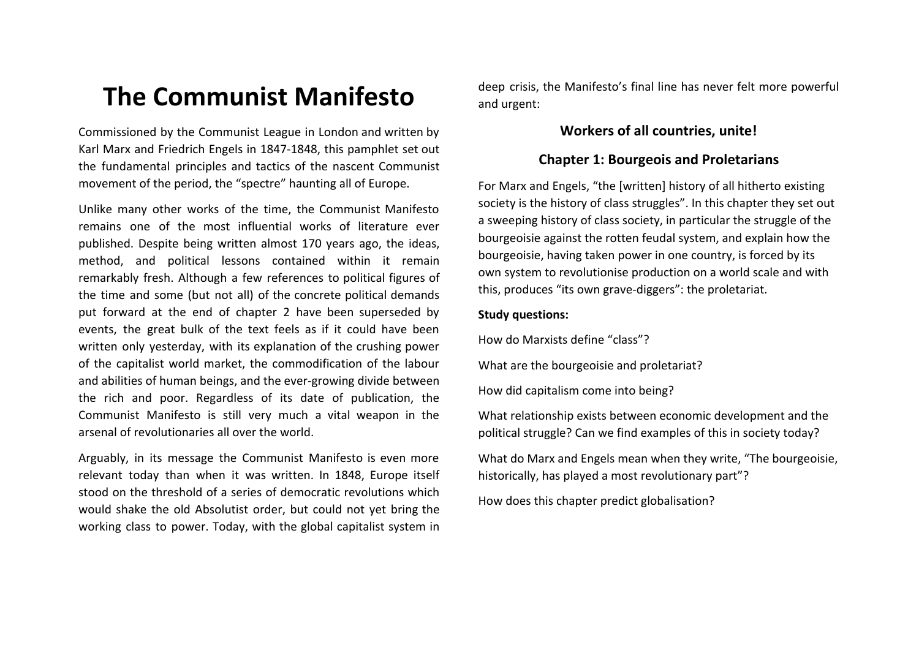# The Communist Manifesto

Commissioned by the Communist League in London and written by Karl Marx and Friedrich Engels in 1847-1848, this pamphlet set out the fundamental principles and tactics of the nascent Communist movement of the period, the "spectre" haunting all of Europe.

Unlike many other works of the time, the Communist Manifesto remains one of the most influential works of literature ever published. Despite being written almost 170 years ago, the ideas, method, and political lessons contained within it remain remarkably fresh. Although a few references to political figures of the time and some (but not all) of the concrete political demands put forward at the end of chapter 2 have been superseded by events, the great bulk of the text feels as if it could have been written only yesterday, with its explanation of the crushing power of the capitalist world market, the commodification of the labour and abilities of human beings, and the ever-growing divide between the rich and poor. Regardless of its date of publication, the Communist Manifesto is still very much a vital weapon in the arsenal of revolutionaries all over the world.

Arguably, in its message the Communist Manifesto is even more relevant today than when it was written. In 1848, Europe itself stood on the threshold of a series of democratic revolutions which would shake the old Absolutist order, but could not yet bring the working class to power. Today, with the global capitalist system in deep crisis, the Manifesto's final line has never felt more powerful and urgent:

**Workers of all countries, unite!**

## Chapter 1: Bourgeois and Proletarians

For Marx and Engels, "the [written] history of all hitherto existing society is the history of class struggles". In this chapter they set out a sweeping history of class society, in particular the struggle of the bourgeoisie against the rotten feudal system, and explain how the bourgeoisie, having taken power in one country, is forced by its own system to revolutionise production on a world scale and with this, produces "its own grave-diggers": the proletariat.

**Study questions:**

How do Marxists define "class"?

What are the bourgeoisie and proletariat?

How did capitalism come into being?

What relationship exists between economic development and the political struggle? Can we find examples of this in society today?

What do Marx and Engels mean when they write, "The bourgeoisie, historically, has played a most revolutionary part"?

How does this chapter predict globalisation?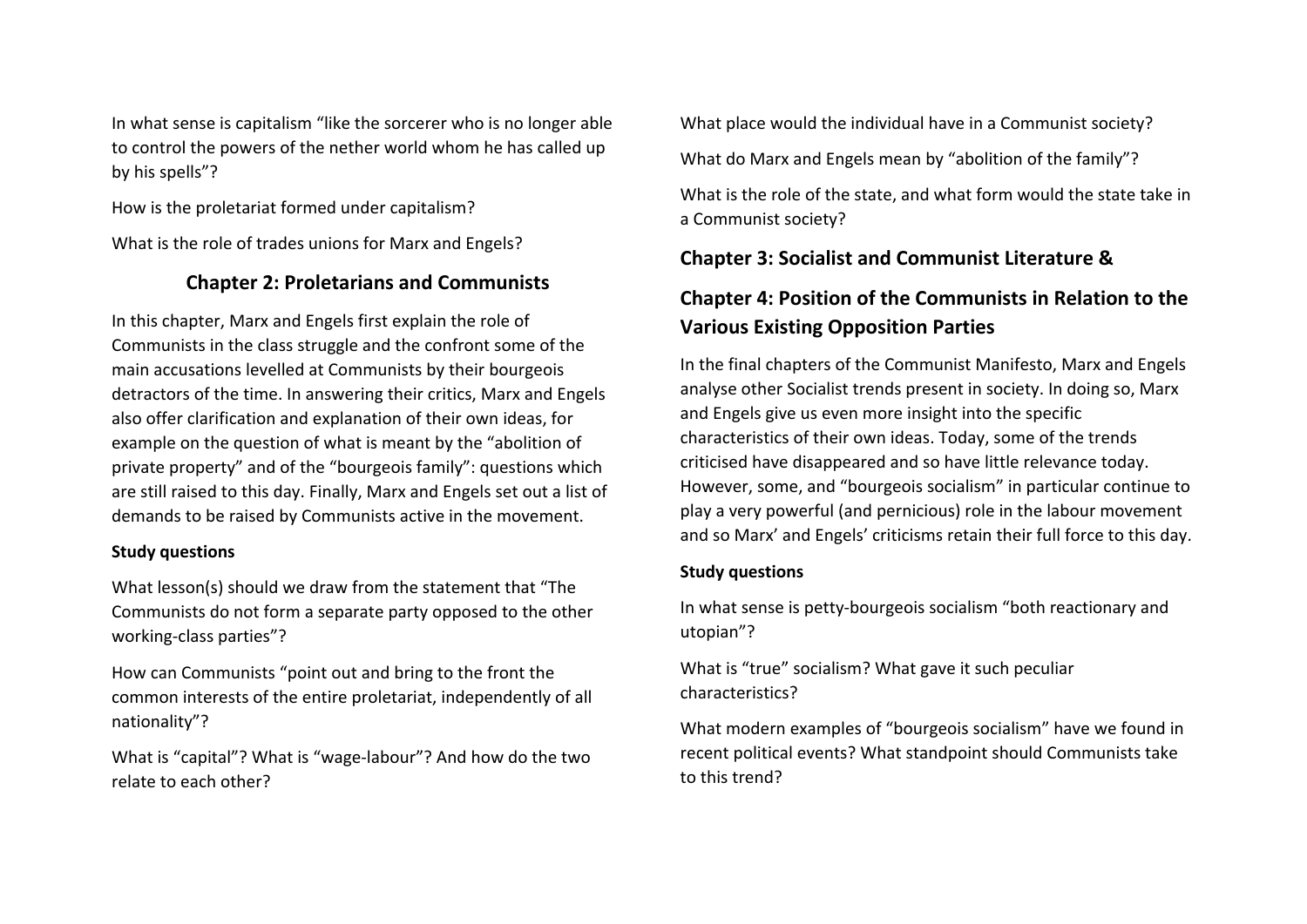In what sense is capitalism "like the sorcerer who is no longer able to control the powers of the nether world whom he has called up by his spells"?

How is the proletariat formed under capitalism?

What is the role of trades unions for Marx and Engels?

## Chapter 2: Proletarians and Communists

In this chapter, Marx and Engels first explain the role of Communists in the class struggle and the confront some of the main accusations levelled at Communists by their bourgeois detractors of the time. In answering their critics, Marx and Engels also offer clarification and explanation of their own ideas, for example on the question of what is meant by the "abolition of private property" and of the "bourgeois family": questions which are still raised to this day. Finally, Marx and Engels set out a list of demands to be raised by Communists active in the movement.

**Study questions**

What lesson(s) should we draw from the statement that "The Communists do not form a separate party opposed to the other working-class parties"?

How can Communists "point out and bring to the front the common interests of the entire proletariat, independently of all nationality"?

What is "capital"? What is "wage-labour"? And how do the two relate to each other?

What place would the individual have in a Communist society?

What do Marx and Engels mean by "abolition of the family"?

What is the role of the state, and what form would the state take in a Communist society?

## Chapter 3: Socialist and Communist Literature &

## Chapter 4: Position of the Communists in Relation to the Various Existing Opposition Parties

In the final chapters of the Communist Manifesto, Marx and Engels analyse other Socialist trends present in society. In doing so, Marx and Engels give us even more insight into the specific characteristics of their own ideas. Today, some of the trends criticised have disappeared and so have little relevance today. However, some, and "bourgeois socialism" in particular continue to play a very powerful (and pernicious) role in the labour movement and so Marx' and Engels' criticisms retain their full force to this day.

**Study questions**

In what sense is petty-bourgeois socialism "both reactionary and utopian"?

What is "true" socialism? What gave it such peculiar characteristics?

What modern examples of "bourgeois socialism" have we found in recent political events? What standpoint should Communists take to this trend?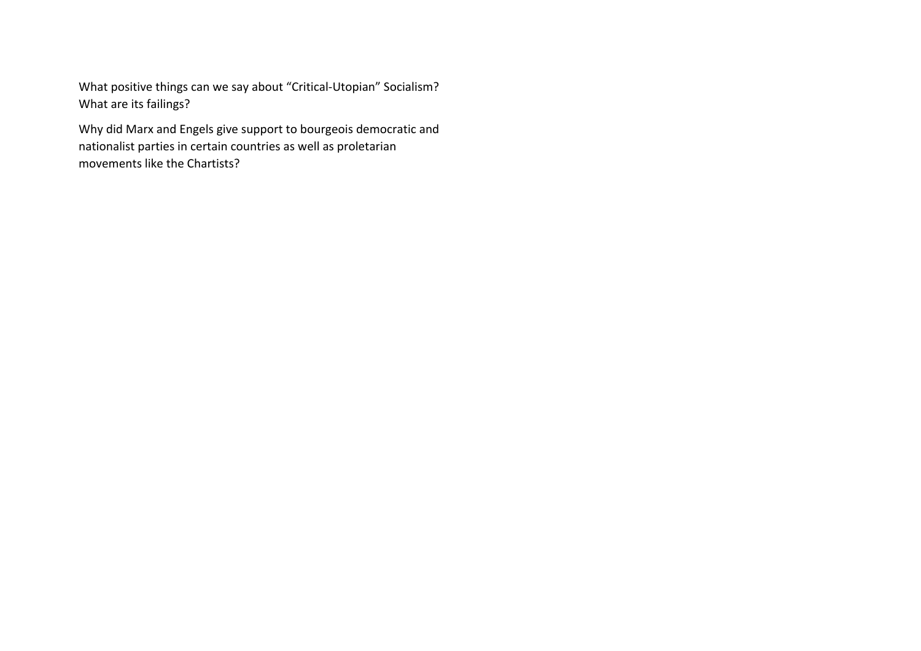What positive things can we say about “Critical-Utopian” Socialism? What are its failings?

Why did Marx and Engels give support to bourgeois democratic and nationalist parties in certain countries as well as proletarian movements like the Chartists?